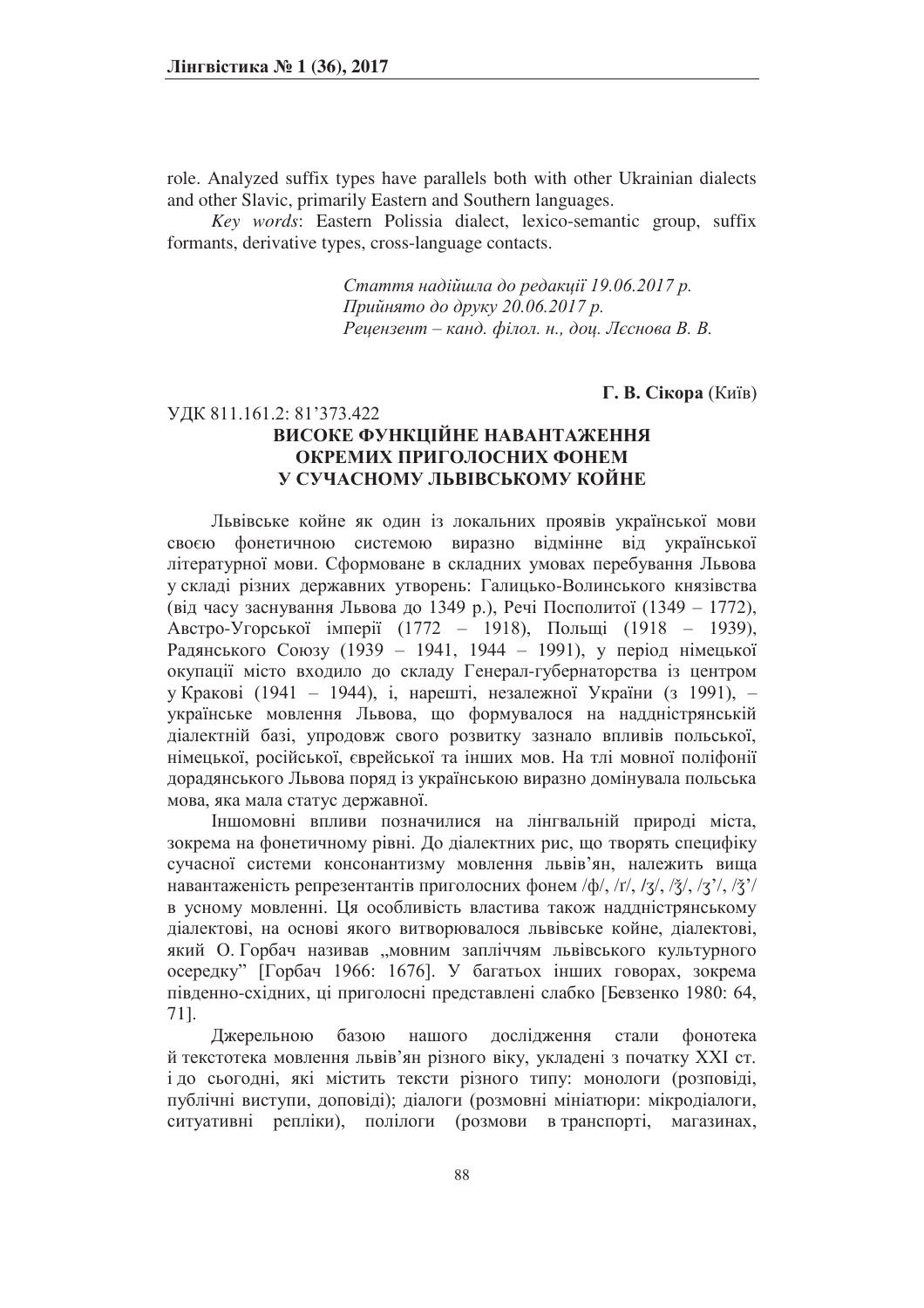role. Analyzed suffix types have parallels both with other Ukrainian dialects and other Slavic, primarily Eastern and Southern languages.

*Key words*: Eastern Polissia dialect, lexico-semantic group, suffix formants, derivative types, cross-language contacts.

*Стаття надійшла до редакції 19.06.2017 р.*
*Прийнято до друку 20.06.2017 р.*
*Рецензент – канд. філол. н., доц. Лєснова В. В.*

**Г. В. Сікора** (Київ)

УДК 811.161.2: 81'373.422

# ВИСОКЕ ФУНКЦІЙНЕ НАВАНТАЖЕННЯ ОКРЕМИХ ПРИГОЛОСНИХ ФОНЕМ У СУЧАСНОМУ ЛЬВІВСЬКОМУ КОЙНЕ

Львівське койне як один із локальних проявів української мови своєю фонетичною системою виразно відмінне від української літературної мови. Сформоване в складних умовах перебування Львова у складі різних державних утворень: Галицько-Волинського князівства (від часу заснування Львова до 1349 р.), Речі Посполитої (1349 – 1772), Австро-Угорської імперії (1772 – 1918), Польщі (1918 – 1939), Радянського Союзу (1939 – 1941, 1944 – 1991), у період німецької окупації місто входило до складу Генерал-губернаторства із центром у Кракові (1941 – 1944), і, нарешті, незалежної України (з 1991), – українське мовлення Львова, що формувалося на наддністрянській діалектній базі, упродовж свого розвитку зазнало впливів польської, німецької, російської, єврейської та інших мов. На тлі мовної поліфонії дорадянського Львова поряд із українською виразно домінувала польська мова, яка мала статус державної.

Іншомовні впливи позначилися на лінгвальній природі міста, зокрема на фонетичному рівні. До діалектних рис, що творять специфіку сучасної системи консонантизму мовлення львів'ян, належить вища навантаженість репрезентантів приголосних фонем /ф/, /г/, /ʒ/, /ǯ/, /ʒ'/, /ǯ'/ в усному мовленні. Ця особливість властива також наддністрянському діалектові, на основі якого витворювалося львівське койне, діалектові, який О. Горбач називав „мовним запліччям львівського культурного осередку" [Горбач 1966: 1676]. У багатьох інших говорах, зокрема південно-східних, ці приголосні представлені слабко [Бевзенко 1980: 64, 71].

Джерельною базою нашого дослідження стали фонотека й текстотека мовлення львів'ян різного віку, укладені з початку XXI ст. і до сьогодні, які містить тексти різного типу: монологи (розповіді, публічні виступи, доповіді); діалоги (розмовні мініатюри: мікродіалоги, ситуативні репліки), полілоги (розмови в транспорті, магазинах,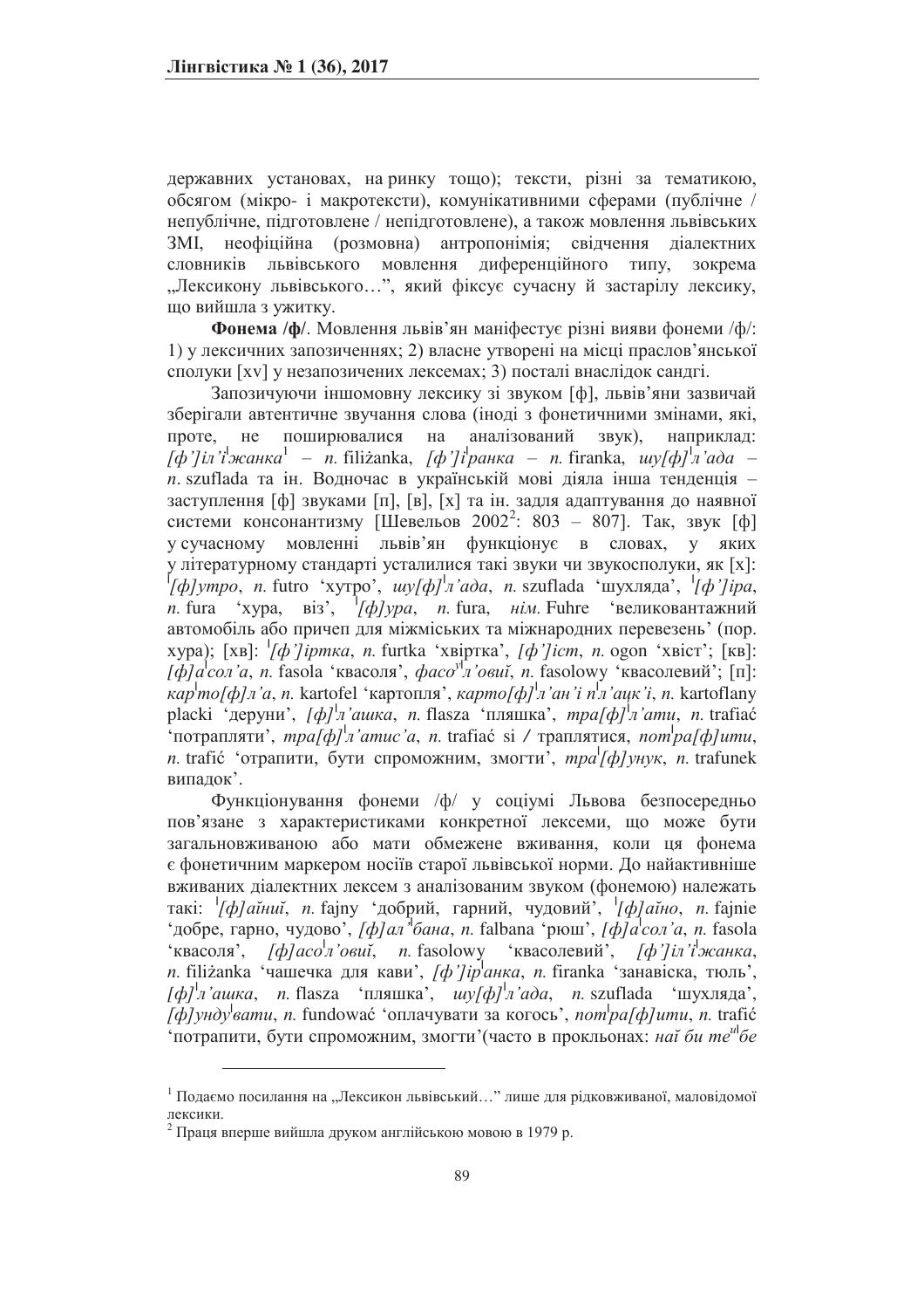державних установах, на ринку тощо); тексти, різні за тематикою, обсягом (мікро- і макротексти), комунікативними сферами (публічне / непублічне, підготовлене / непідготовлене), а також мовлення львівських ЗМІ, неофіційна (розмовна) антропонімія; свідчення діалектних словників львівського мовлення диференційного типу, зокрема „Лексикону львівського…", який фіксує сучасну й застарілу лексику, що вийшла з ужитку.

**Фонема /ф/**. Мовлення львів'ян маніфестує різні вияви фонеми /ф/: 1) у лексичних запозиченнях; 2) власне утворені на місці праслов'янської сполуки [xv] у незапозичених лексемах; 3) постали внаслідок сандгі.

Запозичуючи іншомовну лексику зі звуком [ф], львів'яни зазвичай зберігали автентичне звучання слова (іноді з фонетичними змінами, які, проте, не поширювалися на аналізований звук), наприклад: *[ф']іл'і*ˈ*жанка*[1] – *п.* filiżanka, *[ф']і*ˈ*ранка* – *п.* firanka, *шу[ф]*ˈ*л'ада* – *п.* szuflada та ін. Водночас в українській мові діяла інша тенденція – заступлення [ф] звуками [п], [в], [х] та ін. задля адаптування до наявної системи консонантизму [Шевельов 2002[2]: 803 – 807]. Так, звук [ф] у сучасному мовленні львів'ян функціонує в словах, у яких у літературному стандарті усталилися такі звуки чи звукосполуки, як [х]: ˈ*[ф]утро*, *п.* futro 'хутро', *шу[ф]*ˈ*л'ада*, *п.* szuflada 'шухляда', ˈ*[ф']іра*, *п.* fura 'хура, віз', ˈ*[ф]ура*, *п.* fura, *нім.* Fuhre 'великовантажний автомобіль або причеп для міжміських та міжнародних перевезень' (пор. хура); [хв]: ˈ*[ф']іртка*, *п.* furtka 'хвіртка', *[ф']іст*, *п.* ogon 'хвіст'; [кв]: *[ф]а*ˈ*сол'а*, *п.* fasola 'квасоля', *фасо*ˈ*л'овий*, *п.* fasolowy 'квасолевий'; [п]: *кар*ˈ*то[ф]л'а*, *п.* kartofel 'картопля', *карто[ф]*ˈ*л'ан'і п*ˈ*л'ацк'і*, *п.* kartoflany placki 'деруни', *[ф]*ˈ*л'ашка*, *п.* flasza 'пляшка', *тра[ф]*ˈ*л'ати*, *п.* trafiać 'потрапляти', *тра[ф]*ˈ*л'атис'а*, *п.* trafiać si / траплятися, *пот*ˈ*ра[ф]ити*, *п.* trafić 'отрапити, бути спроможним, змогти', *тра*ˈ*[ф]унук*, *п.* trafunek випадок'.

Функціонування фонеми /ф/ у соціумі Львова безпосередньо пов'язане з характеристиками конкретної лексеми, що може бути загальновживаною або мати обмежене вживання, коли ця фонема є фонетичним маркером носіїв старої львівської норми. До найактивніше вживаних діалектних лексем з аналізованим звуком (фонемою) належать такі: ˈ*[ф]айний*, *п.* fajny 'добрий, гарний, чудовий', ˈ*[ф]айно*, *п.* fajnie 'добре, гарно, чудово', *[ф]ал*ˈ*бана*, *п.* falbana 'рюш', *[ф]а*ˈ*сол'а*, *п.* fasola 'квасоля', *[ф]асо*ˈ*л'овий*, *п.* fasolowy 'квасолевий', *[ф']іл'і*ˈ*жанка*, *п.* filiżanka 'чашечка для кави', *[ф']ір*ˈ*анка*, *п.* firanka 'занавіска, тюль', *[ф]*ˈ*л'ашка*, *п.* flasza 'пляшка', *шу[ф]*ˈ*л'ада*, *п.* szuflada 'шухляда', *[ф]унду*ˈ*вати*, *п.* fundować 'оплачувати за когось', *пот*ˈ*ра[ф]ити*, *п.* trafić 'потрапити, бути спроможним, змогти'(часто в прокльонах: *най би те*ˈ*бе*

[1] Подаємо посилання на „Лексикон львівський…" лише для рідковживаної, маловідомої лексики.

[2] Праця вперше вийшла друком англійською мовою в 1979 р.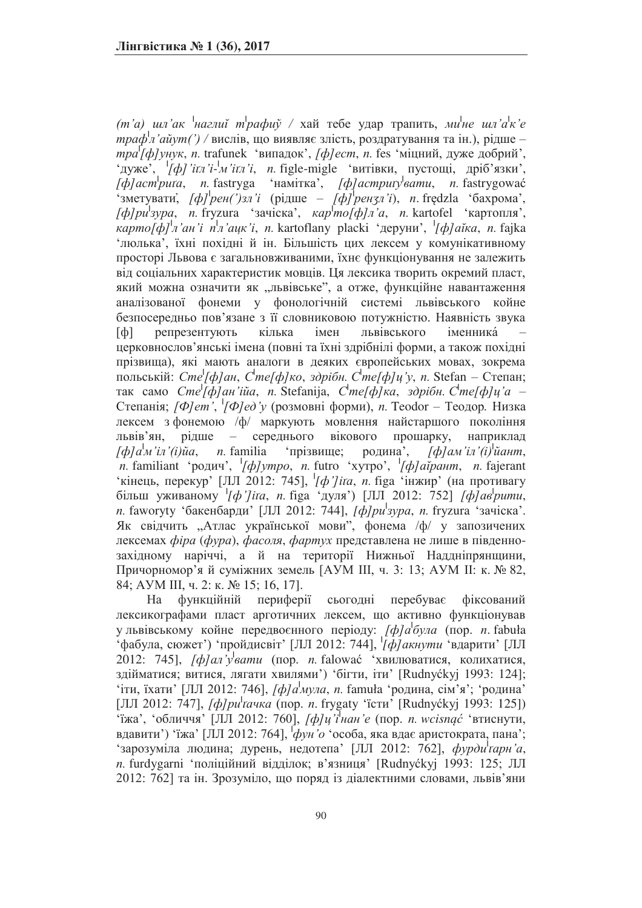*(т'а) шл'ак ˈнаглий тˈрафиў* / хай тебе удар трапить, *миˈне шл'аˈк'е трафˈл'айут(')* / вислів, що виявляє злість, роздратування та ін.), рідше – *траˈ[ф]унук*, *п.* trafunek 'випадок', *[ф]ест*, *п.* fes 'міцний, дуже добрий', 'дуже', *ˈ[ф]'ігл'і-ˈм'ігл'і*, *п.* figle-migle 'витівки, пустощі, дріб'язки', *[ф]астˈриґа*, *п.* fastryga 'намітка', *[ф]астриґуˈвати*, *п.* fastrygować 'зметувати', *[ф]ˈрен(')зл'і* (рідше – *[ф]ˈренʒл'і*), *п.* frędzla 'бахрома', *[ф]риˈзура*, *п.* fryzura 'зачіска', *карˈто[ф]л'а*, *п.* kartofel 'картопля', *карто[ф]ˈл'ан'і пˈл'аци'і*, *п.* kartoflany placki 'деруни', *ˈ[ф]айка*, *п.* fajka 'люлька', їхні похідні й ін. Більшість цих лексем у комунікативному просторі Львова є загальновживаними, їхнє функціонування не залежить від соціальних характеристик мовців. Ця лексика творить окремий пласт, який можна означити як „львівське", а отже, функційне навантаження аналізованої фонеми у фонологічній системі львівського койне безпосередньо пов'язане з її словниковою потужністю. Наявність звука [ф] репрезентують кілька імен львівського іменникá – церковнослов'янські імена (повні та їхні здрібнілі форми, а також похідні прізвища), які мають аналоги в деяких європейських мовах, зокрема польській: *Стеˈ[ф]ан*, *Сˈте[ф]ко*, *здрібн. Сˈте[ф]ц'у*, *п.* Stefan – Степан; так само *Стеˈ[ф]ан'ійа*, *п.* Stefanija, *Сˈте[ф]ка*, *здрібн. Сˈте[ф]ц'а* – Степанія; *[Ф]ет'*, *ˈ[Ф]ед'у* (розмовні форми), *п.* Teodor – Теодор. Низка лексем з фонемою /ф/ маркують мовлення найстаршого покоління львів'ян, рідше – середнього вікового прошарку, наприклад *[ф]аˈм'іл'(і)йа*, *п.* familia 'прізвище; родина', *[ф]ам'іл'(і)ˈйант*, *п.* familiant 'родич', *ˈ[ф]утро*, *п.* futro 'хутро', *ˈ[ф]айрант*, *п.* fajerant 'кінець, перекур' [ЛЛ 2012: 745], *ˈ[ф']іґа*, *п.* figa 'інжир' (на противагу більш уживаному *ˈ[ф']іґа*, *п.* figa 'дуля') [ЛЛ 2012: 752] *[ф]авˈрити*, *п.* faworyty 'бакенбарди' [ЛЛ 2012: 744], *[ф]риˈзура*, *п.* fryzura 'зачіска'. Як свідчить „Атлас української мови", фонема /ф/ у запозичених лексемах *фіра* (*фура*), *фасоля*, *фартух* представлена не лише в південно-західному наріччі, а й на території Нижньої Наддніпрянщини, Причорномор'я й суміжних земель [АУМ ІІІ, ч. 3: 13; АУМ ІІ: к. № 82, 84; АУМ ІІІ, ч. 2: к. № 15; 16, 17].

На функційній периферії сьогодні перебуває фіксований лексикографами пласт арготичних лексем, що активно функціонував у львівському койне передвоєнного періоду: *[ф]аˈбула* (пор. *п.* fabuła 'фабула, сюжет') 'пройдисвіт' [ЛЛ 2012: 744], *ˈ[ф]акнути* 'вдарити' [ЛЛ 2012: 745], *[ф]ал'уˈвати* (пор. *п.* falować 'хвилюватися, колихатися, здійматися; витися, лягати хвилями') 'бігти, іти' [Rudnyćkyj 1993: 124]; 'іти, їхати' [ЛЛ 2012: 746], *[ф]аˈмула*, *п.* famuła 'родина, сім'я'; 'родина' [ЛЛ 2012: 747], *[ф]риˈґачка* (пор. *п.* frygaty 'їсти' [Rudnyćkyj 1993: 125]) 'їжа', 'обличчя' [ЛЛ 2012: 760], *[ф]ц'ˈінан'е* (пор. *п.* wcisnąć 'втиснути, вдавити') 'їжа' [ЛЛ 2012: 764], *ˈфун'о* 'особа, яка вдає аристократа, пана'; 'зарозуміла людина; дурень, недотепа' [ЛЛ 2012: 762], *фурдиˈґарн'а*, *п.* furdygarni 'поліційний відділок; в'язниця' [Rudnyćkyj 1993: 125; ЛЛ 2012: 762] та ін. Зрозуміло, що поряд із діалектними словами, львів'яни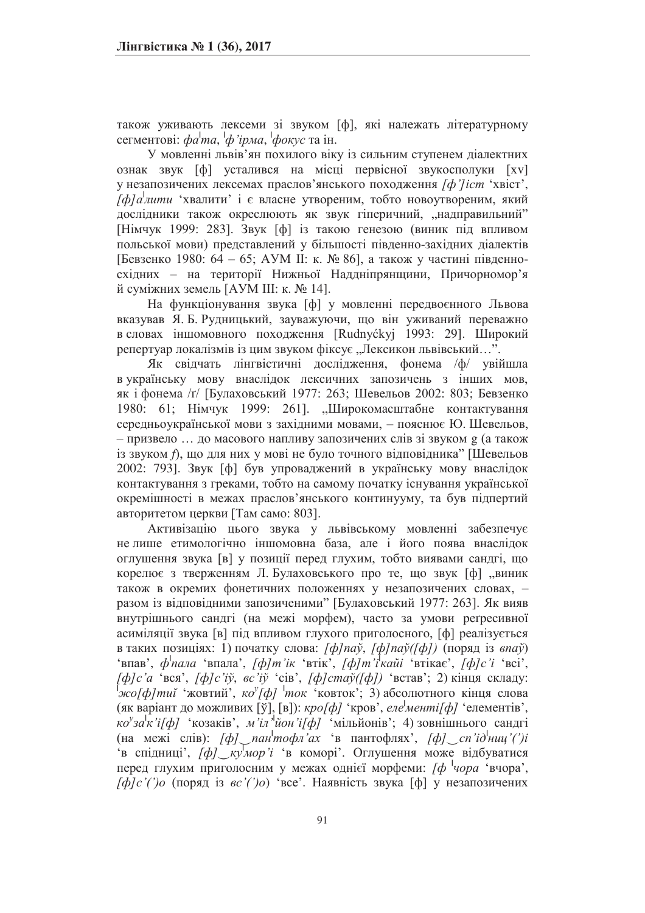також уживають лексеми зі звуком [ф], які належать літературному сегментові: *фа*ˈ*та*, ˈ*ф'ірма*, ˈ*фокус* та ін.

У мовленні львів'ян похилого віку із сильним ступенем діалектних ознак звук [ф] устaлився на місці первісної звукосполуки [xv] у незапозичених лексемах праслов'янського походження *[ф']іст* 'хвіст', *[ф]а*ˈ*лити* 'хвалити' і є власне утвореним, тобто новоутвореним, який дослідники також окреслюють як звук гіперичний, „надправильний" [Німчук 1999: 283]. Звук [ф] із такою генезою (виник під впливом польської мови) представлений у більшості південно-західних діалектів [Бевзенко 1980: 64 – 65; АУМ II: к. № 86], а також у частині південно-східних – на території Нижньої Наддніпрянщини, Причорномор'я й суміжних земель [АУМ III: к. № 14].

На функціонування звука [ф] у мовленні передвоєнного Львова вказував Я. Б. Рудницький, зауважуючи, що він уживаний переважно в словах іншомовного походження [Rudnyćkyj 1993: 29]. Широкий репертуар локалізмів із цим звуком фіксує „Лексикон львівський…".

Як свідчать лінгвістичні дослідження, фонема /ф/ увійшла в українську мову внаслідок лексичних запозичень з інших мов, як і фонема /ґ/ [Булаховський 1977: 263; Шевельов 2002: 803; Бевзенко 1980: 61; Німчук 1999: 261]. „Широкомасштабне контактування середньоукраїнської мови з західними мовами, – пояснює Ю. Шевельов, – призвело … до масового напливу запозичених слів зі звуком g (а також із звуком *f*), що для них у мові не було точного відповідника" [Шевельов 2002: 793]. Звук [ф] був упроваджений в українську мову внаслідок контактування з греками, тобто на самому початку існування української окремішності в межах праслов'янського континууму, та був підпертий авторитетом церкви [Там само: 803].

Активізацію цього звука у львівському мовленні забезпечує не лише етимологічно іншомовна база, але і його поява внаслідок оглушення звука [в] у позиції перед глухим, тобто виявами сандгі, що корелює з твердженням Л. Булаховського про те, що звук [ф] „виник також в окремих фонетичних положеннях у незапозичених словах, – разом із відповідними запозиченими" [Булаховський 1977: 263]. Як вияв внутрішнього сандгі (на межі морфем), часто за умови регресивної асиміляції звука [в] під впливом глухого приголосного, [ф] реалізується в таких позиціях: 1) початку слова: *[ф]пaў*, *[ф]пaў([ф])* (поряд із *впaў*) 'впав', *ф*ˈ*пала* 'впала', *[ф]т'ік* 'втік', *[ф]т'і*ˈ*кайі* 'втікає', *[ф]с'і* 'всі', *[ф]с'а* 'вся', *[ф]с'іў*, *вс'іў* 'сів', *[ф]стaў([ф])* 'встав'; 2) кінця складу: ˈ*жо[ф]тий* 'жовтий', *ко*ʸ*[ф]* ˈ*ток* 'ковток'; 3) абсолютного кінця слова (як варіант до можливих [ў], [в]): *кро[ф]* 'кров', *еле*ˈ*менті[ф]* 'елементів', *ко*ʸ*за*ˈ*к'і[ф]* 'козаків', *м'іл*ˈ*йон'і[ф]* 'мільйонів'; 4) зовнішнього сандгі (на межі слів): *[ф]‿пан*ˈ*тофл'ах* 'в пантофлях', *[ф]‿сп'ід*ˈ*ниц'(')і* 'в спідниці', *[ф]‿ку*ˈ*мор'і* 'в коморі'. Оглушення може відбуватися перед глухим приголосним у межах однієї морфеми: *[ф* ˈ*чора* 'вчора', *[ф]с'(')о* (поряд із *вс'(')о*) 'все'. Наявність звука [ф] у незапозичених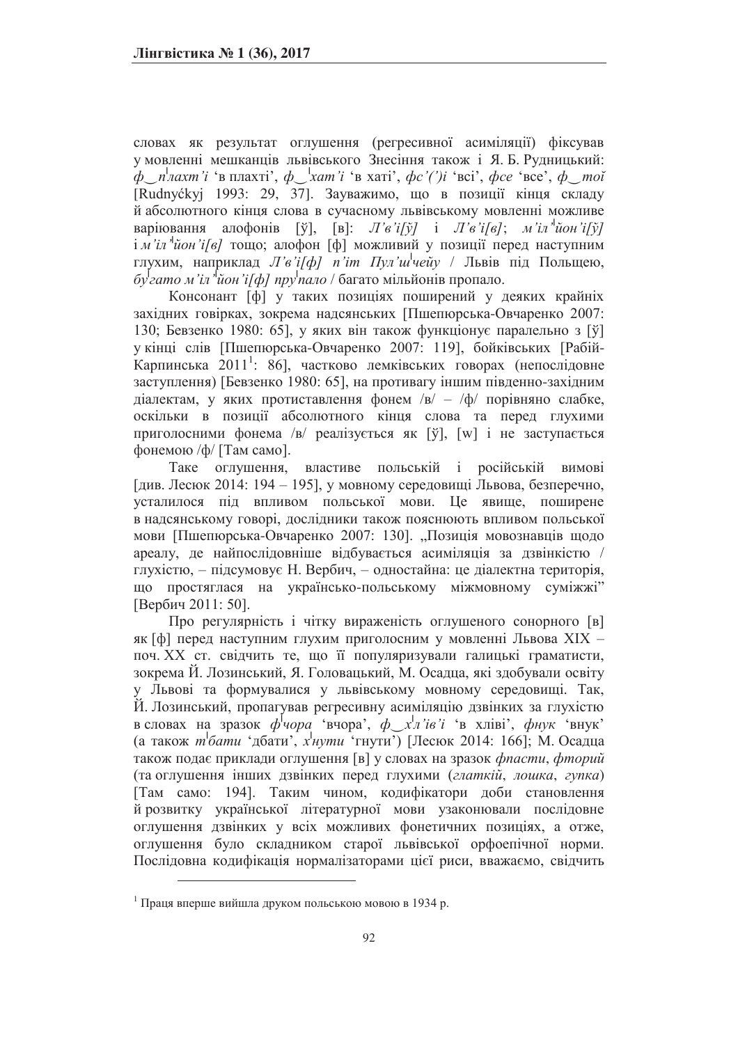словах як результат оглушення (регресивної асиміляції) фіксував у мовленні мешканців львівського Знесіння також і Я. Б. Рудницький: *ф‿пˈлахт'і* 'в плахті', *ф‿ˈхат'і* 'в хаті', *фс'(')і* 'всі', *фсе* 'все', *ф‿тоӣ* [Rudnyćkyj 1993: 29, 37]. Зауважимо, що в позиції кінця складу й абсолютного кінця слова в сучасному львівському мовленні можливе варіювання алофонів [ў], [в]: *Л'в'і[ў]* і *Л'в'і[в]*; *м'іл'ˈйон'і[ў]* і *м'іл'ˈйон'і[в]* тощо; алофон [ф] можливий у позиції перед наступним глухим, наприклад *Л'в'і[ф] п'іт Пул'шˈчейу* / Львів під Польщею, *буˈгато м'іл'ˈйон'і[ф] пруˈпало* / багато мільйонів пропало.

Консонант [ф] у таких позиціях поширений у деяких крайніх західних говірках, зокрема надсянських [Пшепюрська-Овчаренко 2007: 130; Бевзенко 1980: 65], у яких він також функціонує паралельно з [ў] у кінці слів [Пшепюрська-Овчаренко 2007: 119], бойківських [Рабій-Карпинська 2011[1]: 86], частково лемківських говорах (непослідовне заступлення) [Бевзенко 1980: 65], на противагу іншим південно-західним діалектам, у яких протиставлення фонем /в/ – /ф/ порівняно слабке, оскільки в позиції абсолютного кінця слова та перед глухими приголосними фонема /в/ реалізується як [ў], [w] і не заступається фонемою /ф/ [Там само].

Таке оглушення, властиве польській і російській вимові [див. Лесюк 2014: 194 – 195], у мовному середовищі Львова, безперечно, усталилося під впливом польської мови. Це явище, поширене в надсянському говорі, дослідники також пояснюють впливом польської мови [Пшепюрська-Овчаренко 2007: 130]. „Позиція мовознавців щодо ареалу, де найпослідовніше відбувається асиміляція за дзвінкістю / глухістю, – підсумовує Н. Вербич, – одностайна: це діалектна територія, що простяглася на українсько-польському міжмовному суміжжі" [Вербич 2011: 50].

Про регулярність і чітку вираженість оглушеного сонорного [в] як [ф] перед наступним глухим приголосним у мовленні Львова XIX – поч. XX ст. свідчить те, що її популяризували галицькі граматисти, зокрема Й. Лозинський, Я. Головацький, М. Осадца, які здобували освіту у Львові та формувалися у львівському мовному середовищі. Так, Й. Лозинський, пропагував регресивну асиміляцію дзвінких за глухістю в словах на зразок *фˈчора* 'вчора', *ф‿хˈл'ів'і* 'в хліві', *фнук* 'внук' (а також *тˈбати* 'дбати', *хˈнути* 'гнути') [Лесюк 2014: 166]; М. Осадца також подає приклади оглушення [в] у словах на зразок *фпасти*, *фторий* (та оглушення інших дзвінких перед глухими (*глаткій*, *лошка*, *гупка*) [Там само: 194]. Таким чином, кодифікатори доби становлення й розвитку української літературної мови узаконювали послідовне оглушення дзвінких у всіх можливих фонетичних позиціях, а отже, оглушення було складником старої львівської орфоепічної норми. Послідовна кодифікація нормалізаторами цієї риси, вважаємо, свідчить

---

[1] Праця вперше вийшла друком польською мовою в 1934 р.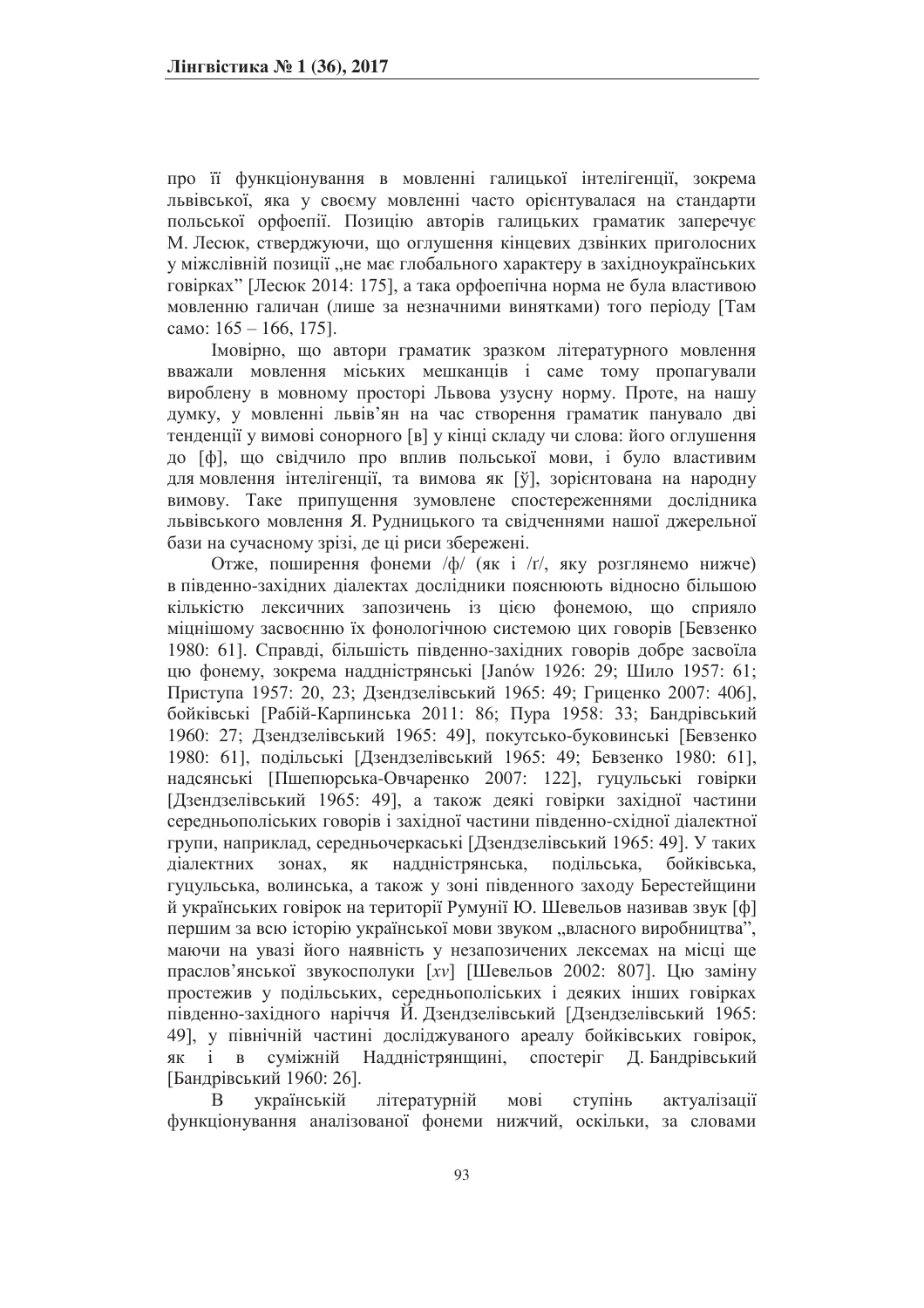про її функціонування в мовленні галицької інтелігенції, зокрема львівської, яка у своєму мовленні часто орієнтувалася на стандарти польської орфоепії. Позицію авторів галицьких граматик заперечує М. Лесюк, стверджуючи, що оглушення кінцевих дзвінких приголосних у міжслівній позиції „не має глобального характеру в західноукраїнських говірках" [Лесюк 2014: 175], а така орфоепічна норма не була властивою мовленню галичан (лише за незначними винятками) того періоду [Там само: 165 – 166, 175].

Імовірно, що автори граматик зразком літературного мовлення вважали мовлення міських мешканців і саме тому пропагували вироблену в мовному просторі Львова узусну норму. Проте, на нашу думку, у мовленні львів'ян на час створення граматик панувало дві тенденції у вимові сонорного [в] у кінці складу чи слова: його оглушення до [ф], що свідчило про вплив польської мови, і було властивим для мовлення інтелігенції, та вимова як [ў], зорієнтована на народну вимову. Таке припущення зумовлене спостереженнями дослідника львівського мовлення Я. Рудницького та свідченнями нашої джерельної бази на сучасному зрізі, де ці риси збережені.

Отже, поширення фонеми /ф/ (як і /г/, яку розглянемо нижче) в південно-західних діалектах дослідники пояснюють відносно більшою кількістю лексичних запозичень із цією фонемою, що сприяло міцнішому засвоєнню їх фонологічною системою цих говорів [Бевзенко 1980: 61]. Справді, більшість південно-західних говорів добре засвоїла цю фонему, зокрема наддністрянські [Janów 1926: 29; Шило 1957: 61; Приступа 1957: 20, 23; Дзендзелівський 1965: 49; Гриценко 2007: 406], бойківські [Рабій-Карпинська 2011: 86; Пура 1958: 33; Бандрівський 1960: 27; Дзендзелівський 1965: 49], покутсько-буковинські [Бевзенко 1980: 61], подільські [Дзендзелівський 1965: 49; Бевзенко 1980: 61], надсянські [Пшепюрська-Овчаренко 2007: 122], гуцульські говірки [Дзендзелівський 1965: 49], а також деякі говірки західної частини середньополіських говорів і західної частини південно-східної діалектної групи, наприклад, середньочеркаські [Дзендзелівський 1965: 49]. У таких діалектних зонах, як наддністрянська, подільська, бойківська, гуцульська, волинська, а також у зоні південного заходу Берестейщини й українських говірок на території Румунії Ю. Шевельов називав звук [ф] першим за всю історію української мови звуком „власного виробництва", маючи на увазі його наявність у незапозичених лексемах на місці ще праслов'янської звукосполуки [*xv*] [Шевельов 2002: 807]. Цю заміну простежив у подільських, середньополіських і деяких інших говірках південно-західного наріччя Й. Дзендзелівський [Дзендзелівський 1965: 49], у північній частині досліджуваного ареалу бойківських говірок, як і в суміжній Наддністрянщині, спостеріг Д. Бандрівський [Бандрівський 1960: 26].

В українській літературній мові ступінь актуалізації функціонування аналізованої фонеми нижчий, оскільки, за словами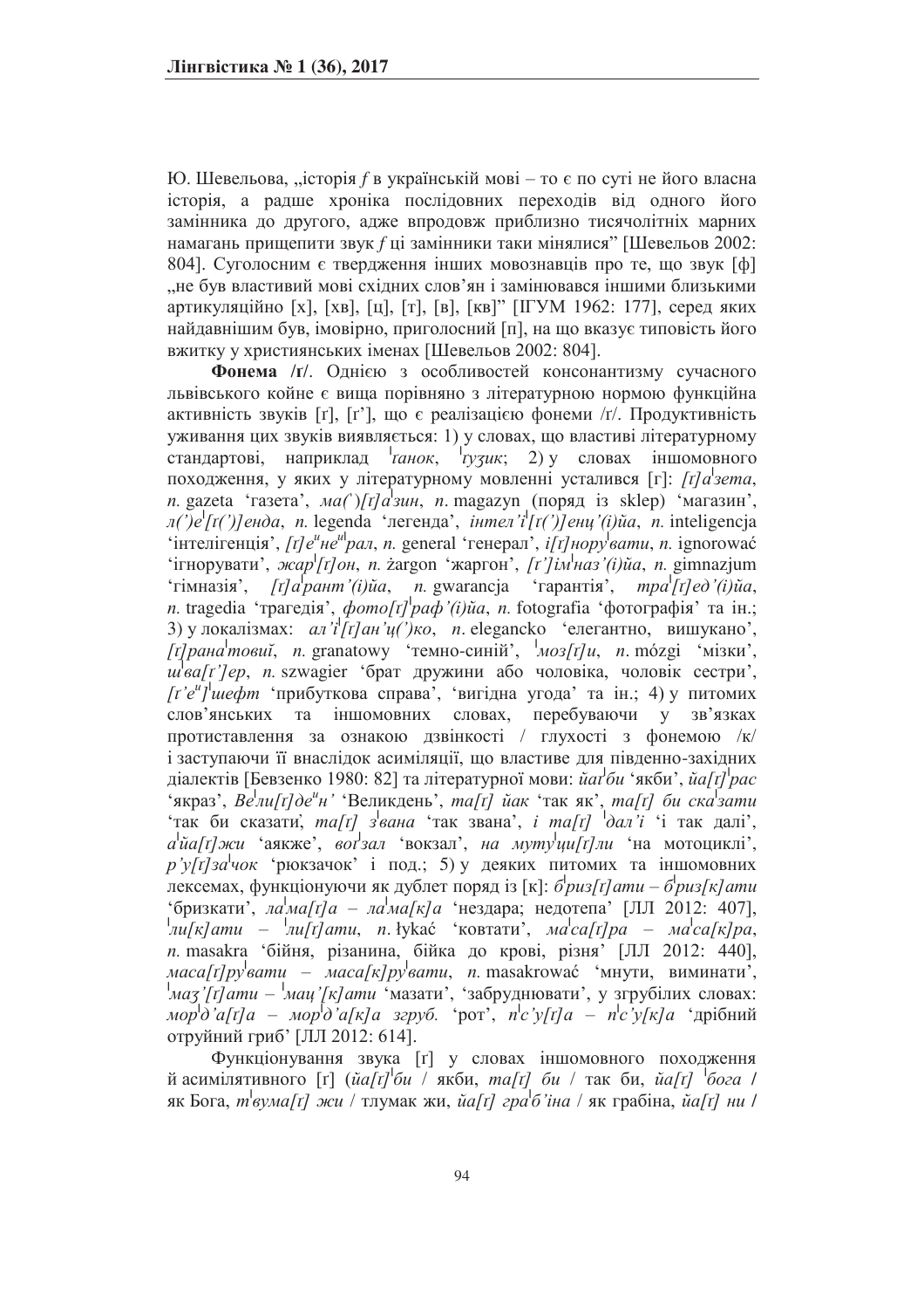Ю. Шевельова, „історія *f* в українській мові – то є по суті не його власна історія, а радше хроніка послідовних переходів від одного його замінника до другого, адже впродовж приблизно тисячолітніх марних намагань прищепити звук *f* ці замінники таки мінялися" [Шевельов 2002: 804]. Суголосним є твердження інших мовознавців про те, що звук [ф] „не був властивий мові східних слов'ян і замінювався іншими близькими артикуляційно [х], [хв], [ц], [т], [в], [кв]" [ІГУМ 1962: 177], серед яких найдавнішим був, імовірно, приголосний [п], на що вказує типовість його вжитку у християнських іменах [Шевельов 2002: 804].

**Фонема /ґ/**. Однією з особливостей консонантизму сучасного львівського койне є вища порівняно з літературною нормою функційна активність звуків [ґ], [ґ'], що є реалізацією фонеми /ґ/. Продуктивність уживання цих звуків виявляється: 1) у словах, що властиві літературному стандартові, наприклад *ˈґанок*, *ˈґуӡик*; 2) у словах іншомовного походження, у яких у літературному мовленні усталився [г]: *[ґ]аˈзета*, *п.* gazeta 'газета', *ма(ˈ)[ґ]аˈзин*, *п.* magazyn (поряд із sklep) 'магазин', *л(ˈ)еˈ[ґ(ˈ)]енда*, *п.* legenda 'легенда', *інтел'іˈ[ґ(ˈ)]енц'(і)йа*, *п.* inteligencja 'інтелігенція', *[ґ]е^и^не^и^ˈрал*, *п.* general 'генерал', *і[ґ]норуˈвати*, *п.* ignorować 'ігнорувати', *жарˈ[ґ]он*, *п.* żargon 'жаргон', *[ґ']імˈназ'(і)йа*, *п.* gimnazjum 'гімназія', *[ґ]аˈрант'(і)йа*, *п.* gwarancja 'гарантія', *траˈ[ґ]ед'(і)йа*, *п.* tragedia 'трагедія', *фото[ґ]ˈраф'(і)йа*, *п.* fotografia 'фотографія' та ін.; 3) у локалізмах: *ал'ˈі[ґ]ан'ц(ˈ)ко*, *п.* elegancko 'елегантно, вишукано', *[ґ]ранаˈтовий*, *п.* granatowy 'темно-синій', *ˈмоз[ґ]и*, *п.* mózgi 'мізки', *шˈва[ґ']ер*, *п.* szwagier 'брат дружини або чоловіка, чоловік сестри', *[ґ'е^и^]ˈшефт* 'прибуткова справа', 'вигідна угода' та ін.; 4) у питомих слов'янських та іншомовних словах, перебуваючи у зв'язках протиставлення за ознакою дзвінкості / глухості з фонемою /к/ і заступаючи її внаслідок асиміляції, що властиве для південно-західних діалектів [Бевзенко 1980: 82] та літературної мови: *йаґˈби* 'якби', *йа[ґ]ˈрас* 'якраз', *Веˈли[ґ]де^и^н'* 'Великдень', *та[ґ] йак* 'так як', *та[ґ] би скаˈзати* 'так би сказати', *та[ґ] зˈвана* 'так звана', *і та[ґ] ˈдал'і* 'і так далі', *аˈйа[ґ]жи* 'аякже', *воґˈзал* 'вокзал', *на мутуˈци[ґ]ли* 'на мотоциклі', *р'у[ґ]заˈчок* 'рюкзачок' і под.; 5) у деяких питомих та іншомовних лексемах, функціонуючи як дублет поряд із [к]: *бˈриз[ґ]ати – бˈриз[к]ати* 'бризкати', *лаˈма[ґ]а – лаˈма[к]а* 'нездара; недотепа' [ЛЛ 2012: 407], *ˈли[к]ати – ˈли[ґ]ати*, *п.* łykać 'ковтати', *маˈса[ґ]ра – маˈса[к]ра*, *п.* masakra 'бійня, різанина, бійка до крові, різня' [ЛЛ 2012: 440], *маса[ґ]руˈвати – маса[к]руˈвати*, *п.* masakrować 'мнути, виминати', *ˈмаӡ'[ґ]ати – ˈмац'[к]ати* 'мазати', 'забруднювати', у згрубілих словах: *морˈд'а[ґ]а – морˈд'а[к]а згруб.* 'рот', *пˈс'у[ґ]а – пˈс'у[к]а* 'дрібний отруйний гриб' [ЛЛ 2012: 614].

Функціонування звука [ґ] у словах іншомовного походження й асимілятивного [ґ] (*йа[ґ]ˈби* / якби, *та[ґ] би* / так би, *йа[ґ] ˈбога* / як Бога, *тˈвума[ґ] жи* / тлумак жи, *йа[ґ] граˈб'іна* / як грабіна, *йа[ґ] ни* /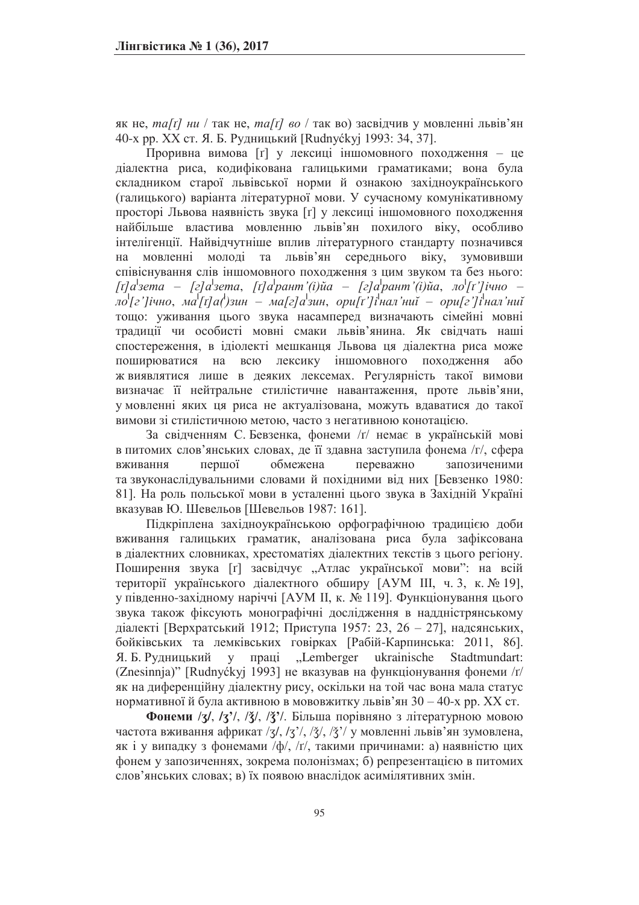як не, *та[ґ] ни* / так не, *та[ґ] во* / так во) засвідчив у мовленні львів'ян 40-х рр. ХХ ст. Я. Б. Рудницький [Rudnyćkyj 1993: 34, 37].

Проривна вимова [ґ] у лексиці іншомовного походження – це діалектна риса, кодифікована галицькими граматиками; вона була складником старої львівської норми й ознакою західноукраїнського (галицького) варіанта літературної мови. У сучасному комунікативному просторі Львова наявність звука [ґ] у лексиці іншомовного походження найбільше властива мовленню львів'ян похилого віку, особливо інтелігенції. Найвідчутніше вплив літературного стандарту позначився на мовленні молоді та львів'ян середнього віку, зумовивши співіснування слів іншомовного походження з цим звуком та без нього: *[ґ]а'зета – [г]а'зета*, *[ґ]а'рант'(і)йа – [г]а'рант'(і)йа*, *ло'[ґ']ічно – ло'[г']ічно*, *ма'[ґ]а()зин – ма[г]а'зин*, *ори[ґ']і'нал'ний – ори[г']і'нал'ний* тощо: уживання цього звука насамперед визначають сімейні мовні традиції чи особисті мовні смаки львів'янина. Як свідчать наші спостереження, в ідіолекті мешканця Львова ця діалектна риса може поширюватися на всю лексику іншомовного походження або ж виявлятися лише в деяких лексемах. Регулярність такої вимови визначає її нейтральне стилістичне навантаження, проте львів'яни, у мовленні яких ця риса не актуалізована, можуть вдаватися до такої вимови зі стилістичною метою, часто з негативною конотацією.

За свідченням С. Бевзенка, фонеми /ґ/ немає в українській мові в питомих слов'янських словах, де її здавна заступила фонема /г/, сфера вживання першої обмежена переважно запозиченими та звуконаслідувальними словами й похідними від них [Бевзенко 1980: 81]. На роль польської мови в усталенні цього звука в Західній Україні вказував Ю. Шевельов [Шевельов 1987: 161].

Підкріплена західноукраїнською орфографічною традицією доби вживання галицьких граматик, аналізована риса була зафіксована в діалектних словниках, хрестоматіях діалектних текстів з цього регіону. Поширення звука [ґ] засвідчує „Атлас української мови": на всій території українського діалектного обширу [АУМ III, ч. 3, к. № 19], у південно-західному наріччі [АУМ II, к. № 119]. Функціонування цього звука також фіксують монографічні дослідження в наддністрянському діалекті [Верхратський 1912; Приступа 1957: 23, 26 – 27], надсянських, бойківських та лемківських говірках [Рабій-Карпинська: 2011, 86]. Я. Б. Рудницький у праці „Lemberger ukrainische Stadtmundart: (Znesinnja)" [Rudnyćkyj 1993] не вказував на функціонування фонеми /ґ/ як на диференційну діалектну рису, оскільки на той час вона мала статус нормативної й була активною в мововжитку львів'ян 30 – 40-х рр. ХХ ст.

**Фонеми /ʒ/, /ʒ'/, /ǯ/, /ǯ'/.** Більша порівняно з літературною мовою частота вживання африкат /ʒ/, /ʒ'/, /ǯ/, /ǯ'/ у мовленні львів'ян зумовлена, як і у випадку з фонемами /ф/, /ґ/, такими причинами: а) наявністю цих фонем у запозиченнях, зокрема полонізмах; б) репрезентацією в питомих слов'янських словах; в) їх появою внаслідок асимілятивних змін.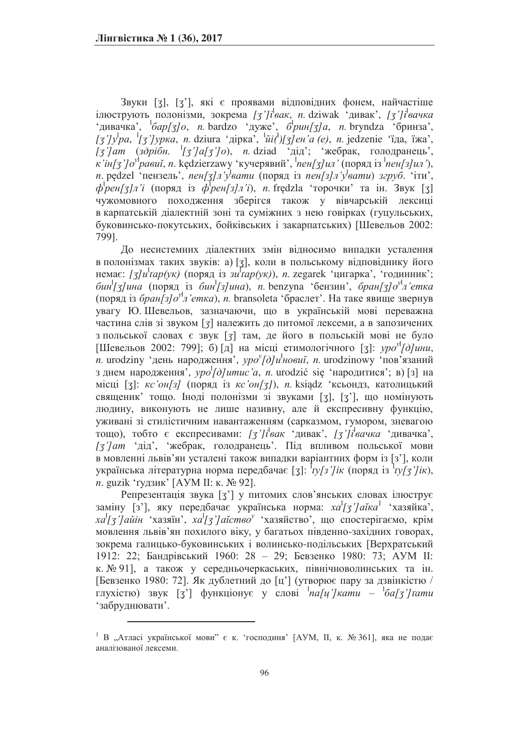Звуки [ʒ], [ʒ'], які є проявами відповідних фонем, найчастіше ілюструють полонізми, зокрема *[ʒ']і'вак*, *п.* dziwak 'дивак', *[ʒ']і'вачка* 'дивачка', *'бар[ʒ]о*, *п.* bardzo 'дуже', *б'рин[ʒ]а*, *п.* bryndza 'бринза', *[ʒ']у'ра*, *'[ʒ']урка*, *п.* dziura 'дірка', *'йі(')[ʒ]ен'а (е)*, *п.* jedzenie 'їда, їжа', *[ʒ']ат* (*здрібн.* *'[ʒ']а[ʒ']о*), *п.* dziad 'дід'; 'жебрак, голодранець', *к'ін[ʒ']о^у'равий*, *п.* kędzierzawy 'кучерявий', *'пен[ʒ]ил'* (поряд із *'пен[з]ил'*), *п.* pędzel 'пензель', *пен[ʒ]л'у'вати* (поряд із *пен[з]л'у'вати*) *згруб.* 'іти', *ф'рен[ʒ]л'і* (поряд із *ф'рен[з]л'і*), *п.* frędzla 'торочки' та ін. Звук [ʒ] чужомовного походження зберігся також у вівчарській лексиці в карпатській діалектній зоні та суміжних з нею говірках (гуцульських, буковинсько-покутських, бойківських і закарпатських) [Шевельов 2002: 799].

До несистемних діалектних змін відносимо випадки усталення в полонізмах таких звуків: а) [ʒ], коли в польському відповіднику його немає: *[ʒ]и'ґар(ук)* (поряд із *зи'ґар(ук)*), *п.* zegarek 'цигарка', 'годинник'; *бин'[ʒ]ина* (поряд із *бин'[з]ина*), *п.* benzyna 'бензин', *бран[ʒ]о^у'л'етка* (поряд із *бран[з]о^у'л'етка*), *п.* bransoleta 'браслет'. На таке явище звернув увагу Ю. Шевельов, зазначаючи, що в українській мові переважна частина слів зі звуком [ʒ] належить до питомої лексеми, а в запозичених з польської словах є звук [ʒ] там, де його в польській мові не було [Шевельов 2002: 799]; б) [д] на місці етимологічного [ʒ]: *уро^у'[д]ини*, *п.* urodziny 'день народження', *уро^у[д]и'новий*, *п.* urodzinowy 'пов'язаний з днем народження', *уро'[д]итис'а*, *п.* urodzić się 'народитися'; в) [з] на місці [ʒ]: *кс'он[з]* (поряд із *кс'он[ʒ]*), *п.* ksiądz 'ксьондз, католицький священик' тощо. Іноді полонізми зі звуками [ʒ], [ʒ'], що номінують людину, виконують не лише називну, але й експресивну функцію, уживані зі стилістичним навантаженням (сарказмом, гумором, зневагою тощо), тобто є експресивами: *[ʒ']і'вак* 'дивак', *[ʒ']і'вачка* 'дивачка', *[ʒ']ат* 'дід', 'жебрак, голодранець'. Під впливом польської мови в мовленні львів'ян усталені також випадки варіантних форм із [з'], коли українська літературна норма передбачає [ʒ]: *'ґу[з']ік* (поряд із *'ґу[ʒ']ік*), *п.* guzik 'ґудзик' [АУМ ІІ: к. № 92].

Репрезентація звука [ʒ'] у питомих слов'янських словах ілюструє заміну [з'], яку передбачає українська норма: *ха'[ʒ']айка*[1] 'хазяйка', *ха'[ʒ']айін* 'хазяїн', *ха'[ʒ']айство^у* 'хазяйство', що спостерігаємо, крім мовлення львів'ян похилого віку, у багатьох південно-західних говорах, зокрема галицько-буковинських і волинсько-подільських [Верхратський 1912: 22; Бандрівський 1960: 28 – 29; Бевзенко 1980: 73; АУМ ІІ: к. № 91], а також у середньочеркаських, північноволинських та ін. [Бевзенко 1980: 72]. Як дублетний до [ц'] (утворює пару за дзвінкістю / глухістю) звук [ʒ'] функціонує у слові *'па[ц']кати* – *'ба[ʒ']ґати* 'забруднювати'.

---

[1] В „Атласі української мови" є к. 'господиня' [АУМ, ІІ, к. № 361], яка не подає аналізованої лексеми.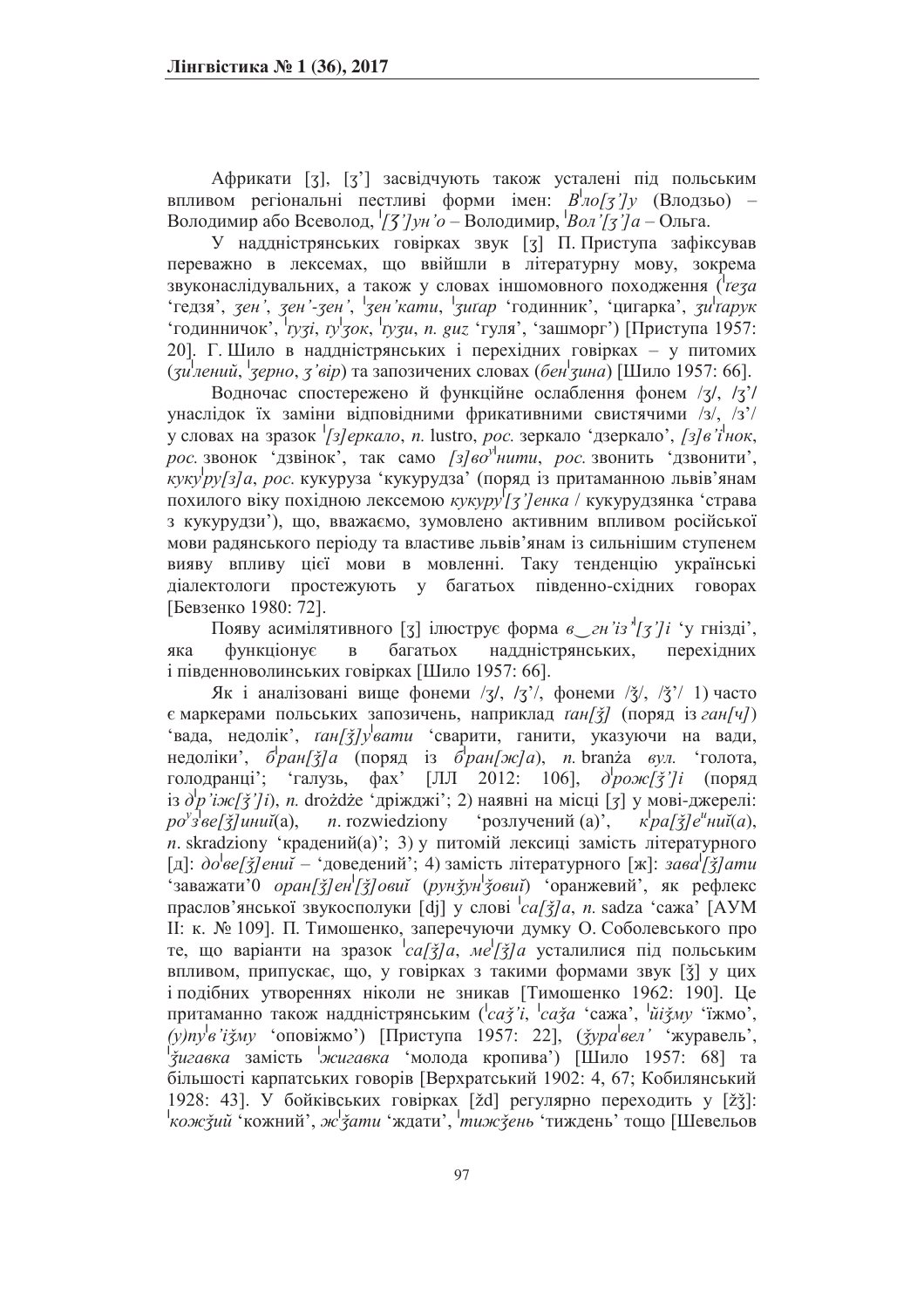Африкати [ʒ], [ʒ'] засвідчують також усталені під польським впливом регіональні пестливі форми імен: *Bˈло[ʒ']у* (Влодзьо) – Володимир або Всеволод, *ˈ[ʒ']ун'о* – Володимир, *ˈВол'[ʒ']а* – Ольга.

У наддністрянських говірках звук [ʒ] П. Приступа зафіксував переважно в лексемах, що ввійшли в літературну мову, зокрема звуконаслідувальних, а також у словах іншомовного походження (*ˈґеʒа* 'гедзя', *ʒен'*, *ʒен'-ʒен'*, *ˈʒен'кати*, *ˈʒиґар* 'годинник', 'цигарка', *ʒиˈґарук* 'годинничок', *ˈґуʒі*, *ґуˈʒок*, *ˈґуʒи*, *п.* *guz* 'гуля', 'зашморг') [Приступа 1957: 20]. Г. Шило в наддністрянських і перехідних говірках – у питомих (*ʒиˈлений*, *ˈʒерно*, *ʒ'вір*) та запозичених словах (*бенˈʒина*) [Шило 1957: 66].

Водночас спостережено й функційне ослаблення фонем /ʒ/, /ʒ'/ унаслідок їх заміни відповідними фрикативними свистячими /з/, /з'/ у словах на зразок *ˈ[з]еркало*, *п.* lustro, *рос.* зеркало 'дзеркало', *[з]в'ˈінок*, *рос.* звонок 'дзвінок', так само *[з]воˈнити*, *рос.* звонить 'дзвонити', *кукуˈру[з]а*, *рос.* кукуруза 'кукурудза' (поряд із притаманною львів'янам похилого віку похідною лексемою *кукуруˈ[ʒ']енка* / кукурудзянка 'страва з кукурудзи'), що, вважаємо, зумовлено активним впливом російської мови радянського періоду та властиве львів'янам із сильнішим ступенем вияву впливу цієї мови в мовленні. Таку тенденцію українські діалектологи простежують у багатьох південно-східних говорах [Бевзенко 1980: 72].

Появу асимілятивного [ʒ] ілюструє форма *в‿гн'ізˈ[ʒ']і* 'у гнізді', яка функціонує в багатьох наддністрянських, перехідних і південноволинських говірках [Шило 1957: 66].

Як і аналізовані вище фонеми /ʒ/, /ʒ'/, фонеми /ǯ/, /ǯ'/ 1) часто є маркерами польських запозичень, наприклад *ґан[ǯ]* (поряд із *ґан[ч]*) 'вада, недолік', *ґан[ǯ]уˈвати* 'сварити, ганити, указуючи на вади, недоліки', *бˈран[ǯ]а* (поряд із *бˈран[ж]а*), *п.* branża *вул.* 'голота, голодранці'; 'галузь, фах' [ЛЛ 2012: 106], *дˈрож[ǯ']і* (поряд із *дˈр'іж[ǯ']і*), *п.* drożdże 'дріжджі'; 2) наявні на місці [ʒ] у мові-джерелі: *роʸзˈве[ǯ]уний(а)*, *п.* rozwiedziony 'розлучений (а)', *кˈра[ǯ]еᶦний(а)*, *п.* skradziony 'крадений(а)'; 3) у питомій лексиці замість літературного [д]: *доˈве[ǯ]ений* – 'доведений'; 4) замість літературного [ж]: *заваˈ[ǯ]ати* 'заважати'0 *оран[ǯ]енˈ[ǯ]овий* (*рунǯунˈǯовий*) 'оранжевий', як рефлекс праслов'янської звукосполуки [dj] у слові *ˈса[ǯ]а*, *п.* sadza 'сажа' [АУМ II: к. № 109]. П. Тимошенко, заперечуючи думку О. Соболевського про те, що варіанти на зразок *ˈса[ǯ]а*, *меˈ[ǯ]а* усталилися під польським впливом, припускає, що, у говірках з такими формами звук [ǯ] у цих і подібних утвореннях ніколи не зникав [Тимошенко 1962: 190]. Це притаманно також наддністрянським (*ˈсаǯ'і*, *ˈсаǯа* 'сажа', *ˈйіǯму* 'їжмо', *(у)пуˈв'іǯму* 'оповіжмо') [Приступа 1957: 22], (*ǯураˈвел'* 'журавель', *ˈǯигавка* замість *ˈжигавка* 'молода кропива') [Шило 1957: 68] та більшості карпатських говорів [Верхратський 1902: 4, 67; Кобилянський 1928: 43]. У бойківських говірках [žd] регулярно переходить у [žǯ]: *ˈкожǯий* 'кожний', *жˈǯати* 'ждати', *ˈтижǯень* 'тиждень' тощо [Шевельов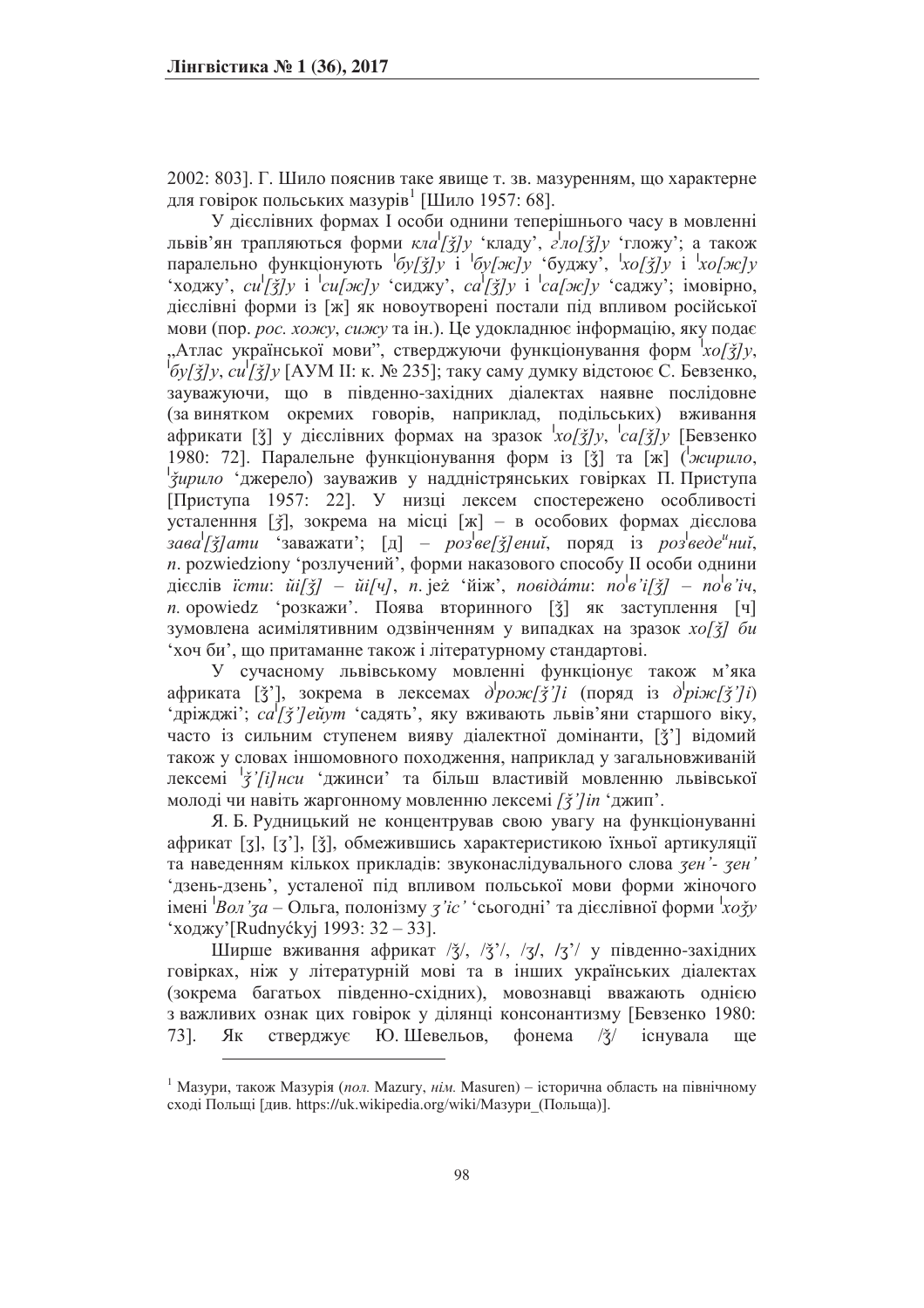2002: 803]. Г. Шило пояснив таке явище т. зв. мазуренням, що характерне для говірок польських мазурів[1] [Шило 1957: 68].

У дієслівних формах І особи однини теперішнього часу в мовленні львів'ян трапляються форми *кла[ʒ̆]у* 'кладу', *гло[ʒ̆]у* 'гложу'; а також паралельно функціонують *ˈбу[ʒ̆]у* і *ˈбу[ж]у* 'буджу', *ˈхо[ʒ̆]у* і *ˈхо[ж]у* 'ходжу', *сиˈ[ʒ̆]у* і *ˈси[ж]у* 'сиджу', *саˈ[ʒ̆]у* і *ˈса[ж]у* 'саджу'; імовірно, дієслівні форми із [ж] як новоутворені постали під впливом російської мови (пор. *рос. хожу*, *сижу* та ін.). Це удокладнює інформацію, яку подає „Атлас української мови", стверджуючи функціонування форм *ˈхо[ʒ̆]у*, *ˈбу[ʒ̆]у*, *сиˈ[ʒ̆]у* [АУМ II: к. № 235]; таку саму думку відстоює С. Бевзенко, зауважуючи, що в південно-західних діалектах наявне послідовне (за винятком окремих говорів, наприклад, подільських) вживання африкати [ʒ̆] у дієслівних формах на зразок *ˈхо[ʒ̆]у*, *ˈса[ʒ̆]у* [Бевзенко 1980: 72]. Паралельне функціонування форм із [ʒ̆] та [ж] (*ˈжирило*, *ˈʒ̆ирило* 'джерело') зауважив у наддністрянських говірках П. Приступа [Приступа 1957: 22]. У низці лексем спостережено особливості усталенння [ʒ̆], зокрема на місці [ж] – в особових формах дієслова *заваˈ[ʒ̆]ати* 'заважати'; [д] – *розˈве[ʒ̆]ений*, поряд із *розˈведеᶦний*, *п.* pozwiedziony 'розлучений', форми наказового способу ІІ особи однини дієслів *їсти*: *йі[ʒ̆]* – *йі[ч]*, *п.* jeż 'їйж', *повідáти*: *поˈв'і[ʒ̆]* – *поˈв'іч*, *п.* opowiedz 'розкажи'. Поява вторинного [ʒ̆] як заступлення [ч] зумовлена асимілятивним одзвінченням у випадках на зразок *хо[ʒ̆] би* 'хоч би', що притаманне також і літературному стандартові.

У сучасному львівському мовленні функціонує також м'яка африката [ʒ̆'], зокрема в лексемах *дˈрож[ʒ̆']і* (поряд із *дˈріж[ʒ̆']і*) 'дріжджі'; *саˈ[ʒ̆']ейут* 'садять', яку вживають львів'яни старшого віку, часто із сильним ступенем вияву діалектної домінанти, [ʒ̆'] відомий також у словах іншомовного походження, наприклад у загальновживаній лексемі *ˈʒ̆'[і]нси* 'джинси' та більш властивій мовленню львівської молоді чи навіть жаргонному мовленню лексемі *[ʒ̆']іп* 'джип'.

Я. Б. Рудницький не концентрував свою увагу на функціонуванні африкат [ʒ], [ʒ'], [ʒ̆], обмежившись характеристикою їхньої артикуляції та наведенням кількох прикладів: звуконаслідувального слова *ʒен'- ʒен'* 'дзень-дзень', усталеної під впливом польської мови форми жіночого імені *ˈВол'ʒа* – Ольга, полонізму *ʒ'іс'* 'сьогодні' та дієслівної форми *ˈхоʒ̆у* 'ходжу'[Rudnyćkyj 1993: 32 – 33].

Ширше вживання африкат /ʒ̆/, /ʒ̆'/, /ʒ/, /ʒ'/ у південно-західних говірках, ніж у літературній мові та в інших українських діалектах (зокрема багатьох південно-східних), мовознавці вважають однією з важливих ознак цих говірок у ділянці консонантизму [Бевзенко 1980: 73]. Як стверджує Ю. Шевельов, фонема /ʒ̆/ існувала ще

---

[1] Мазури, також Мазурія (*пол.* Mazury, *нім.* Masuren) – історична область на північному сході Польщі [див. https://uk.wikipedia.org/wiki/Мазури_(Польща)].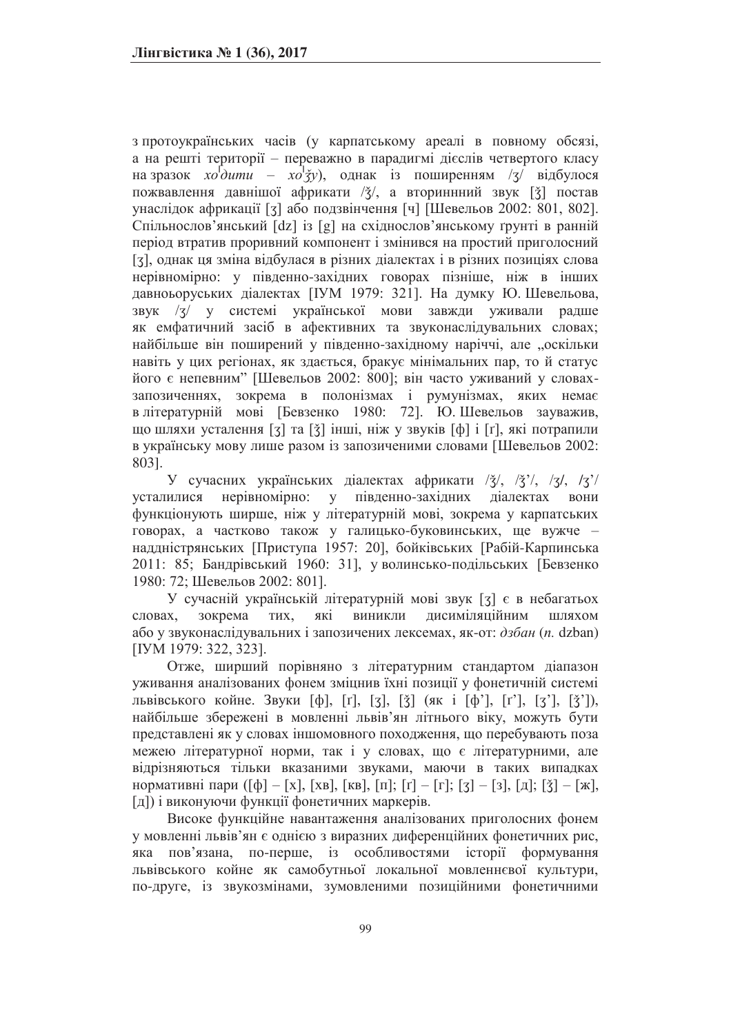з протоукраїнських часів (у карпатському ареалі в повному обсязі, а на решті території – переважно в парадигмі дієслів четвертого класу на зразок *хо*ˈ*дити* – *хо*ˈ*ǯу*), однак із поширенням /ʒ/ відбулося пожвавлення давнішої африкати /ǯ/, а вториннний звук [ǯ] постав унаслідок африкації [ʒ] або подзвінчення [ч] [Шевельов 2002: 801, 802]. Спільнослов'янський [dz] із [g] на східнослов'янському ґрунті в ранній період втратив проривний компонент і змінився на простий приголосний [ʒ], однак ця зміна відбулася в різних діалектах і в різних позиціях слова нерівномірно: у південно-західних говорах пізніше, ніж в інших давньоьоруських діалектах [ІУМ 1979: 321]. На думку Ю. Шевельова, звук /ʒ/ у системі української мови завжди уживали радше як емфатичний засіб в афективних та звуконаслідувальних словах; найбільше він поширений у південно-західному наріччі, але „оскільки навіть у цих регіонах, як здається, бракує мінімальних пар, то й статус його є непевним" [Шевельов 2002: 800]; він часто уживаний у словах-запозиченнях, зокрема в полонізмах і румунізмах, яких немає в літературній мові [Бевзенко 1980: 72]. Ю. Шевельов зауважив, що шляхи усталення [ʒ] та [ǯ] інші, ніж у звуків [ф] і [ґ], які потрапили в українську мову лише разом із запозиченими словами [Шевельов 2002: 803].

У сучасних українських діалектах африкати /ǯ/, /ǯ'/, /ʒ/, /ʒ'/ усталилися нерівномірно: у південно-західних діалектах вони функціонують ширше, ніж у літературній мові, зокрема у карпатських говорах, а частково також у галицько-буковинських, ще вужче – наддністрянських [Приступа 1957: 20], бойківських [Рабій-Карпинська 2011: 85; Бандрівський 1960: 31], у волинсько-подільських [Бевзенко 1980: 72; Шевельов 2002: 801].

У сучасній українській літературній мові звук [ʒ] є в небагатьох словах, зокрема тих, які виникли дисиміляційним шляхом або у звуконаслідувальних і запозичених лексемах, як-от: *дзбан* (*п.* dzban) [ІУМ 1979: 322, 323].

Отже, ширший порівняно з літературним стандартом діапазон уживання аналізованих фонем зміцнив їхні позиції у фонетичній системі львівського койне. Звуки [ф], [ґ], [ʒ], [ǯ] (як і [ф'], [ґ'], [ʒ'], [ǯ']), найбільше збережені в мовленні львів'ян літнього віку, можуть бути представлені як у словах іншомовного походження, що перебувають поза межею літературної норми, так і у словах, що є літературними, але відрізняються тільки вказаними звуками, маючи в таких випадках нормативні пари ([ф] – [х], [хв], [кв], [п]; [ґ] – [г]; [ʒ] – [з], [д]; [ǯ] – [ж], [д]) і виконуючи функції фонетичних маркерів.

Високе функційне навантаження аналізованих приголосних фонем у мовленні львів'ян є однією з виразних диференційних фонетичних рис, яка пов'язана, по-перше, із особливостями історії формування львівського койне як самобутньої локальної мовленнєвої культури, по-друге, із звукозмінами, зумовленими позиційними фонетичними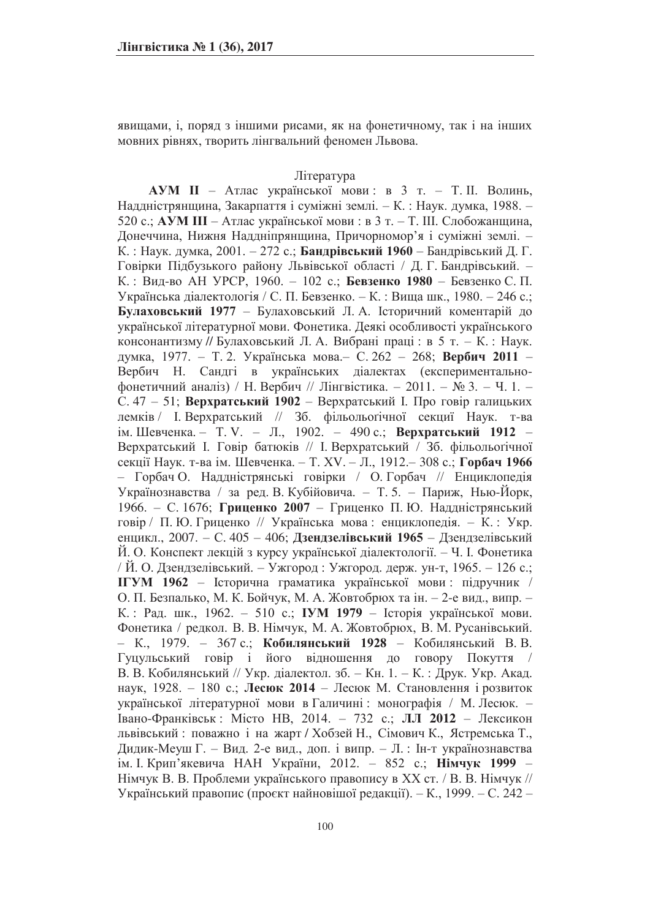явищами, і, поряд з іншими рисами, як на фонетичному, так і на інших мовних рівнях, творить лінгвальний феномен Львова.

Література

**АУМ ІІ** – Атлас української мови : в 3 т. – Т. ІІ. Волинь, Наддністрянщина, Закарпаття і суміжні землі. – К. : Наук. думка, 1988. – 520 с.; **АУМ ІІІ** – Атлас української мови : в 3 т. – Т. ІІІ. Слобожанщина, Донеччина, Нижня Наддніпрянщина, Причорномор'я і суміжні землі. – К. : Наук. думка, 2001. – 272 с.; **Бандрівський 1960** – Бандрівський Д. Г. Говірки Підбузького району Львівської області / Д. Г. Бандрівський. – К. : Вид-во АН УРСР, 1960. – 102 с.; **Бевзенко 1980** – Бевзенко С. П. Українська діалектологія / С. П. Бевзенко. – К. : Вища шк., 1980. – 246 с.; **Булаховський 1977** – Булаховський Л. А. Історичний коментарій до української літературної мови. Фонетика. Деякі особливості українського консонантизму // Булаховський Л. А. Вибрані праці : в 5 т. – К. : Наук. думка, 1977. – Т. 2. Українська мова.– С. 262 – 268; **Вербич 2011** – Вербич Н. Сандгі в українських діалектах (експериментально-фонетичний аналіз) / Н. Вербич // Лінгвістика. – 2011. – № 3. – Ч. 1. – С. 47 – 51; **Верхратський 1902** – Верхратський І. Про говір галицьких лемків / І. Верхратський // Зб. фільольоґічної секциї Наук. т-ва ім. Шевченка. – Т. V. – Л., 1902. – 490 с.; **Верхратський 1912** – Верхратський І. Говір батюків // І. Верхратський / Зб. фільольоґічної секциї Наук. т-ва ім. Шевченка. – Т. XV. – Л., 1912.– 308 с.; **Горбач 1966** – Горбач О. Наддністрянські говірки / О. Горбач // Енциклопедія Українознавства / за ред. В. Кубійовича. – Т. 5. – Париж, Нью-Йорк, 1966. – С. 1676; **Гриценко 2007** – Гриценко П. Ю. Наддністрянський говір / П. Ю. Гриценко // Українська мова : енциклопедія. – К. : Укр. енцикл., 2007. – С. 405 – 406; **Дзендзелівський 1965** – Дзендзелівський Й. О. Конспект лекцій з курсу української діалектології. – Ч. І. Фонетика / Й. О. Дзендзелівський. – Ужгород : Ужгород. держ. ун-т, 1965. – 126 с.; **ІГУМ 1962** – Історична граматика української мови : підручник / О. П. Безпалько, М. К. Бойчук, М. А. Жовтобрюх та ін. – 2-е вид., випр. – К. : Рад. шк., 1962. – 510 с.; **ІУМ 1979** – Історія української мови. Фонетика / редкол. В. В. Німчук, М. А. Жовтобрюх, В. М. Русанівський. – К., 1979. – 367 с.; **Кобилянський 1928** – Кобилянський В. В. Гуцульський говір і його відношення до говору Покуття / В. В. Кобилянський // Укр. діалектол. зб. – Кн. 1. – К. : Друк. Укр. Акад. наук, 1928. – 180 с.; **Лесюк 2014** – Лесюк М. Становлення і розвиток української літературної мови в Галичині : монографія / М. Лесюк. – Івано-Франківськ : Місто НВ, 2014. – 732 с.; **ЛЛ 2012** – Лексикон львівський : поважно і на жарт / Хобзей Н., Сімович К., Ястремська Т., Дидик-Меуш Г. – Вид. 2-е вид., доп. і випр. – Л. : Ін-т українознавства ім. І. Крип'якевича НАН України, 2012. – 852 с.; **Німчук 1999** – Німчук В. В. Проблеми українського правопису в XX ст. / В. В. Німчук // Український правопис (проєкт найновішої редакції). – К., 1999. – С. 242 –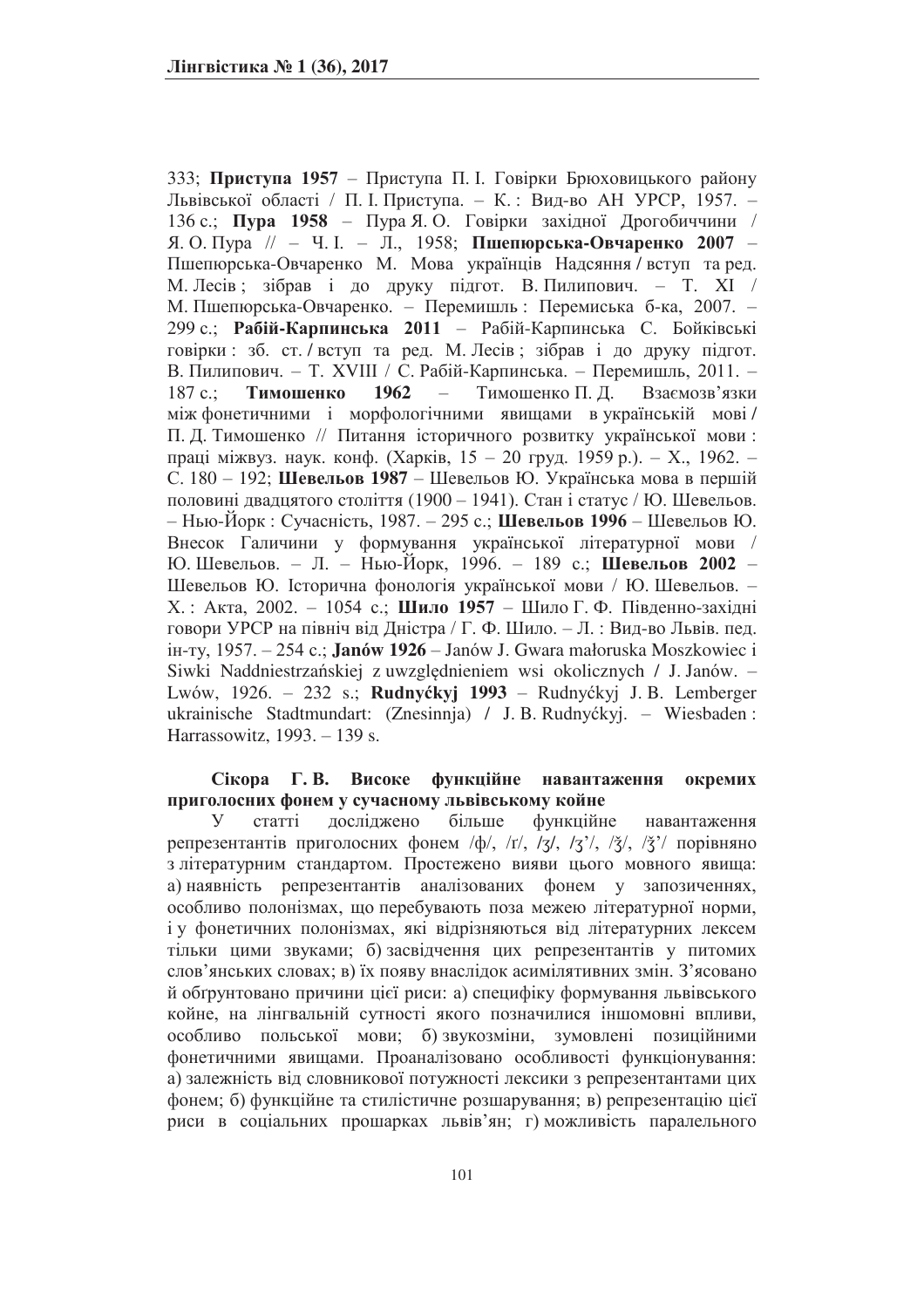333; **Приступа 1957** – Приступа П. І. Говірки Брюховицького району Львівської області / П. І. Приступа. – К. : Вид-во АН УРСР, 1957. – 136 с.; **Пура 1958** – Пура Я. О. Говірки західної Дрогобиччини / Я. О. Пура // – Ч. І. – Л., 1958; **Пшепюрська-Овчаренко 2007** – Пшепюрська-Овчаренко М. Мова українців Надсяння / вступ та ред. М. Лесів ; зібрав і до друку підгот. В. Пилипович. – Т. XI / М. Пшепюрська-Овчаренко. – Перемишль : Перемиська б-ка, 2007. – 299 с.; **Рабій-Карпинська 2011** – Рабій-Карпинська С. Бойківські говірки : зб. ст. / вступ та ред. М. Лесів ; зібрав і до друку підгот. В. Пилипович. – Т. XVIII / С. Рабій-Карпинська. – Перемишль, 2011. – 187 с.; **Тимошенко 1962** – Тимошенко П. Д. Взаємозв'язки між фонетичними і морфологічними явищами в українській мові / П. Д. Тимошенко // Питання історичного розвитку української мови : праці міжвуз. наук. конф. (Харків, 15 – 20 груд. 1959 р.). – Х., 1962. – С. 180 – 192; **Шевельов 1987** – Шевельов Ю. Українська мова в першій половині двадцятого століття (1900 – 1941). Стан і статус / Ю. Шевельов. – Нью-Йорк : Сучасність, 1987. – 295 с.; **Шевельов 1996** – Шевельов Ю. Внесок Галичини у формування української літературної мови / Ю. Шевельов. – Л. – Нью-Йорк, 1996. – 189 с.; **Шевельов 2002** – Шевельов Ю. Історична фонологія української мови / Ю. Шевельов. – Х. : Акта, 2002. – 1054 с.; **Шило 1957** – Шило Г. Ф. Південно-західні говори УРСР на північ від Дністра / Г. Ф. Шило. – Л. : Вид-во Львів. пед. ін-ту, 1957. – 254 с.; **Janów 1926** – Janów J. Gwara małoruska Moszkowiec i Siwki Naddniestrzańskiej z uwzględnieniem wsi okolicznych / J. Janów. – Lwów, 1926. – 232 s.; **Rudnyćkyj 1993** – Rudnyćkyj J. B. Lemberger ukrainische Stadtmundart: (Znesinnja) / J. B. Rudnyćkyj. – Wiesbaden : Harrassowitz, 1993. – 139 s.

**Сікора Г. В. Високе функційне навантаження окремих приголосних фонем у сучасному львівському койне**

У статті досліджено більше функційне навантаження репрезентантів приголосних фонем /ф/, /г/, /ʒ/, /ʒ'/, /ǯ/, /ǯ'/ порівняно з літературним стандартом. Простежено вияви цього мовного явища: а) наявність репрезентантів аналізованих фонем у запозиченнях, особливо полонізмах, що перебувають поза межею літературної норми, і у фонетичних полонізмах, які відрізняються від літературних лексем тільки цими звуками; б) засвідчення цих репрезентантів у питомих слов'янських словах; в) їх появу внаслідок асимілятивних змін. З'ясовано й обґрунтовано причини цієї риси: а) специфіку формування львівського койне, на лінгвальній сутності якого позначилися іншомовні впливи, особливо польської мови; б) звукозміни, зумовлені позиційними фонетичними явищами. Проаналізовано особливості функціонування: а) залежність від словникової потужності лексики з репрезентантами цих фонем; б) функційне та стилістичне розшарування; в) репрезентацію цієї риси в соціальних прошарках львів'ян; г) можливість паралельного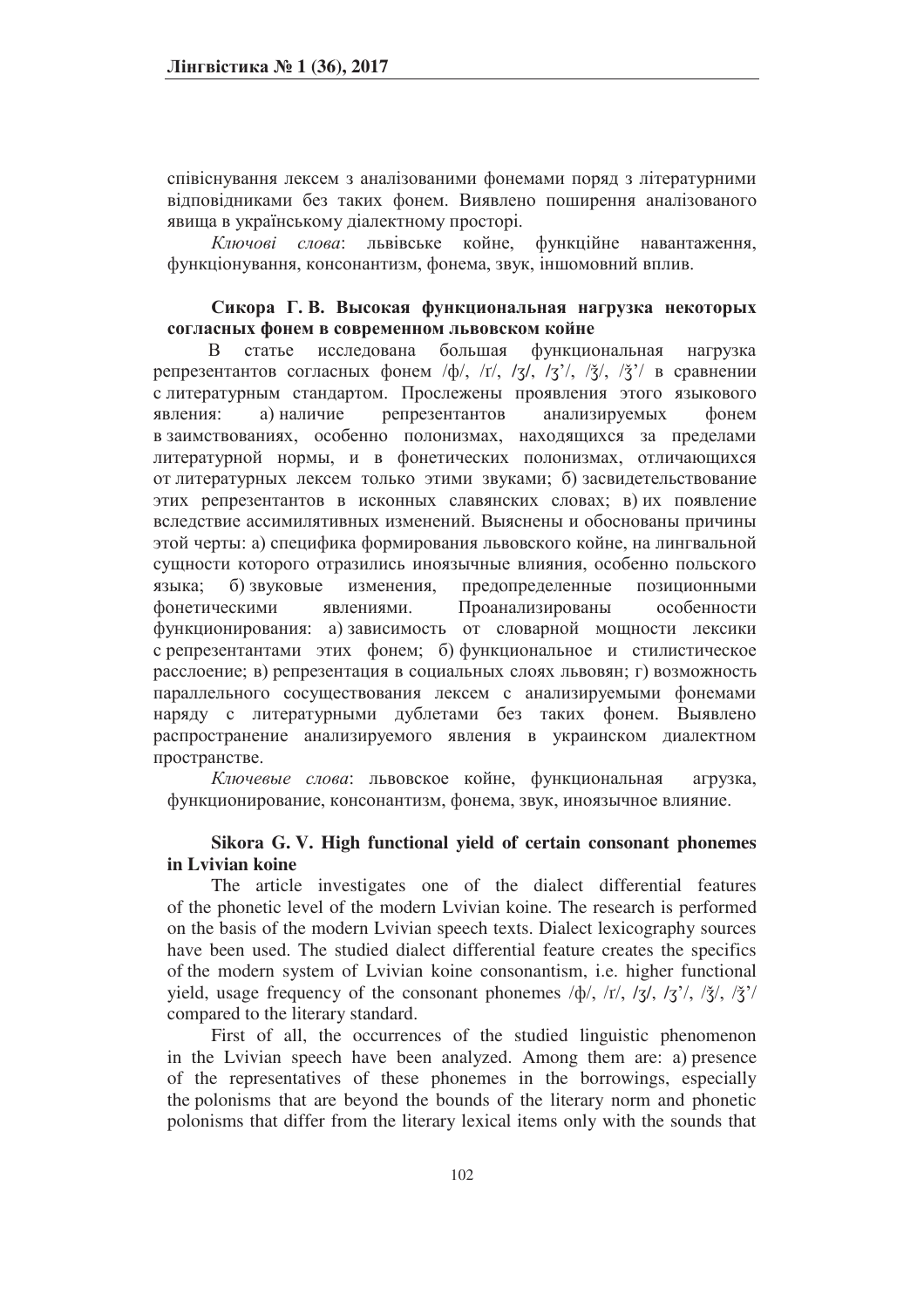співіснування лексем з аналізованими фонемами поряд з літературними відповідниками без таких фонем. Виявлено поширення аналізованого явища в українському діалектному просторі.

*Ключові слова*: львівське койне, функційне навантаження, функціонування, консонантизм, фонема, звук, іншомовний вплив.

**Сикора Г. В. Высокая функциональная нагрузка некоторых согласных фонем в современном львовском койне**

В статье исследована большая функциональная нагрузка репрезентантов согласных фонем /ф/, /г/, /ʒ/, /ʒ'/, /ǯ/, /ǯ'/ в сравнении с литературным стандартом. Прослежены проявления этого языкового явления: а) наличие репрезентантов анализируемых фонем в заимствованиях, особенно полонизмах, находящихся за пределами литературной нормы, и в фонетических полонизмах, отличающихся от литературных лексем только этими звуками; б) засвидетельствование этих репрезентантов в исконных славянских словах; в) их появление вследствие ассимилятивных изменений. Выяснены и обоснованы причины этой черты: а) специфика формирования львовского койне, на лингвальной сущности которого отразились иноязычные влияния, особенно польского языка; б) звуковые изменения, предопределенные позиционными фонетическими явлениями. Проанализированы особенности функционирования: а) зависимость от словарной мощности лексики с репрезентантами этих фонем; б) функциональное и стилистическое расслоение; в) репрезентация в социальных слоях львовян; г) возможность параллельного сосуществования лексем с анализируемыми фонемами наряду с литературными дублетами без таких фонем. Выявлено распространение анализируемого явления в украинском диалектном пространстве.

*Ключевые слова*: львовское койне, функциональная агрузка, функционирование, консонантизм, фонема, звук, иноязычное влияние.

**Sikora G. V. High functional yield of certain consonant phonemes in Lvivian koine**

The article investigates one of the dialect differential features of the phonetic level of the modern Lvivian koine. The research is performed on the basis of the modern Lvivian speech texts. Dialect lexicography sources have been used. The studied dialect differential feature creates the specifics of the modern system of Lvivian koine consonantism, i.e. higher functional yield, usage frequency of the consonant phonemes /ф/, /г/, /ʒ/, /ʒ'/, /ǯ/, /ǯ'/ compared to the literary standard.

First of all, the occurrences of the studied linguistic phenomenon in the Lvivian speech have been analyzed. Among them are: a) presence of the representatives of these phonemes in the borrowings, especially the polonisms that are beyond the bounds of the literary norm and phonetic polonisms that differ from the literary lexical items only with the sounds that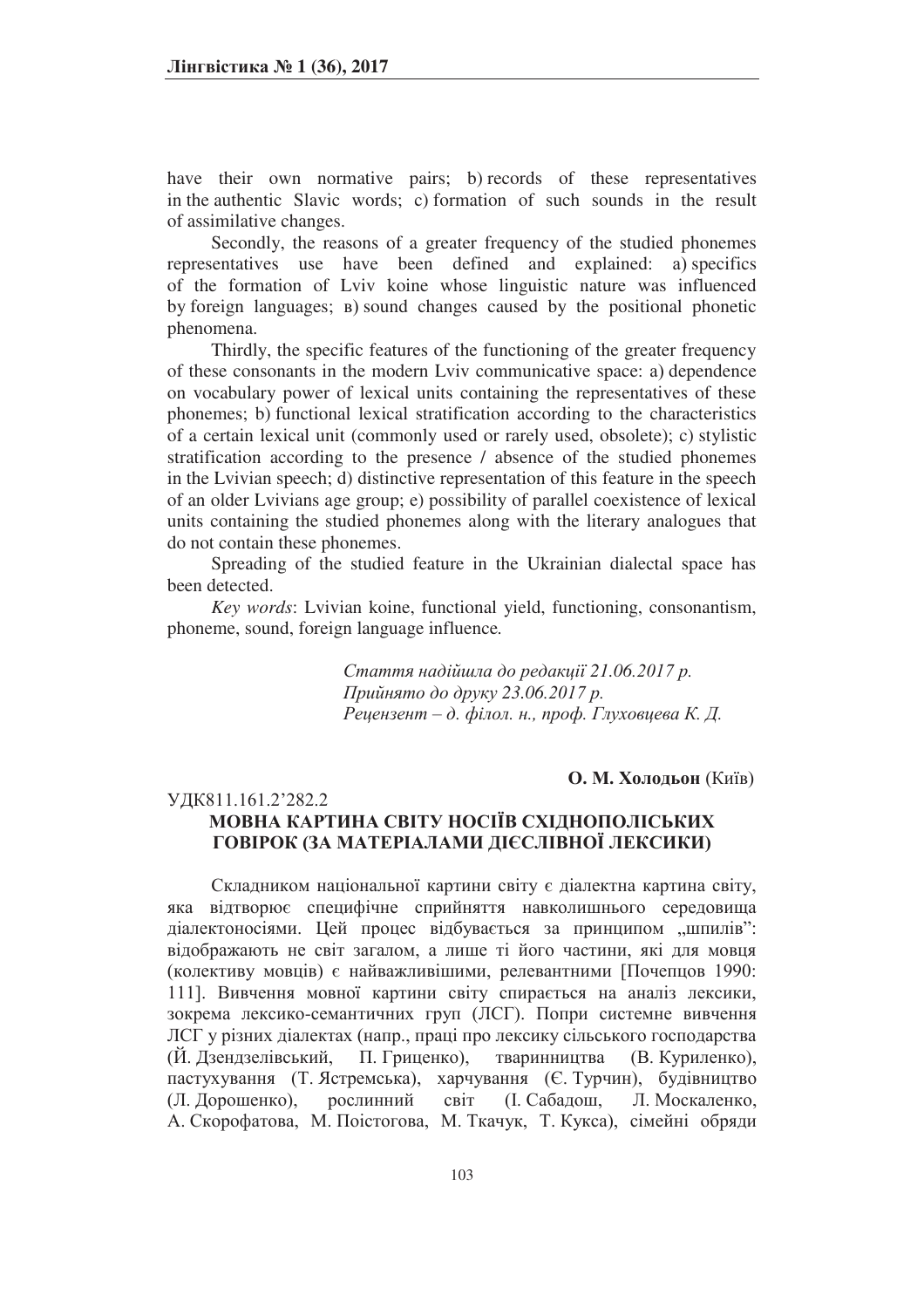have their own normative pairs; b) records of these representatives in the authentic Slavic words; c) formation of such sounds in the result of assimilative changes.

Secondly, the reasons of a greater frequency of the studied phonemes representatives use have been defined and explained: a) specifics of the formation of Lviv koine whose linguistic nature was influenced by foreign languages; в) sound changes caused by the positional phonetic phenomena.

Thirdly, the specific features of the functioning of the greater frequency of these consonants in the modern Lviv communicative space: a) dependence on vocabulary power of lexical units containing the representatives of these phonemes; b) functional lexical stratification according to the characteristics of a certain lexical unit (commonly used or rarely used, obsolete); c) stylistic stratification according to the presence / absence of the studied phonemes in the Lvivian speech; d) distinctive representation of this feature in the speech of an older Lvivians age group; e) possibility of parallel coexistence of lexical units containing the studied phonemes along with the literary analogues that do not contain these phonemes.

Spreading of the studied feature in the Ukrainian dialectal space has been detected.

*Key words*: Lvivian koine, functional yield, functioning, consonantism, phoneme, sound, foreign language influence.

*Стаття надійшла до редакції 21.06.2017 р.*
*Прийнято до друку 23.06.2017 р.*
*Рецензент – д. філол. н., проф. Глуховцева К. Д.*

**О. М. Холодьон** (Київ)

УДК811.161.2'282.2

## МОВНА КАРТИНА СВІТУ НОСІЇВ СХІДНОПОЛІСЬКИХ ГОВІРОК (ЗА МАТЕРІАЛАМИ ДІЄСЛІВНОЇ ЛЕКСИКИ)

Складником національної картини світу є діалектна картина світу, яка відтворює специфічне сприйняття навколишнього середовища діалектоносіями. Цей процес відбувається за принципом „шпилів": відображають не світ загалом, а лише ті його частини, які для мовця (колективу мовців) є найважливішими, релевантними [Почепцов 1990: 111]. Вивчення мовної картини світу спирається на аналіз лексики, зокрема лексико-семантичних груп (ЛСГ). Попри системне вивчення ЛСГ у різних діалектах (напр., праці про лексику сільського господарства (Й. Дзендзелівський, П. Гриценко), тваринництва (В. Куриленко), пастухування (Т. Ястремська), харчування (Є. Турчин), будівництво (Л. Дорошенко), рослинний світ (І. Сабадош, Л. Москаленко, А. Скорофатова, М. Поістогова, М. Ткачук, Т. Кукса), сімейні обряди